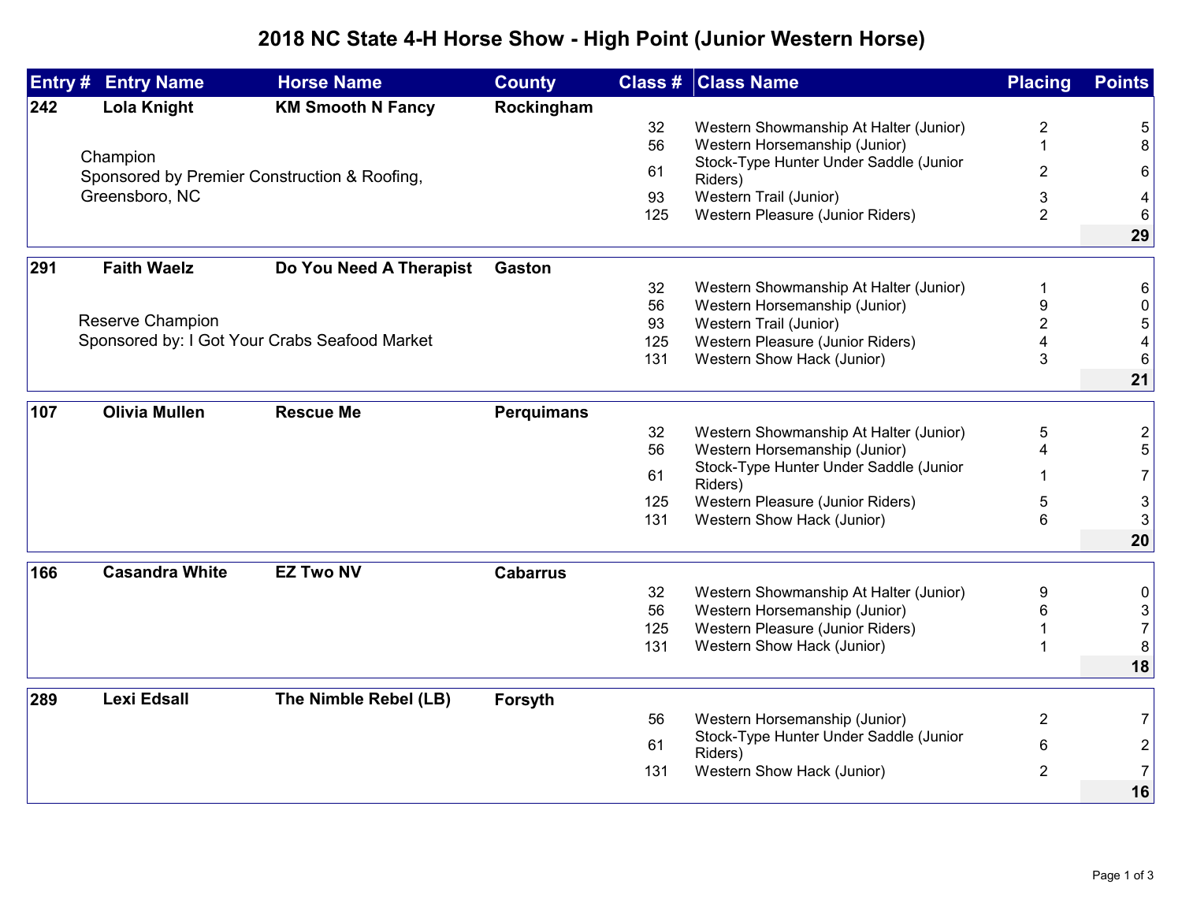# 2018 NC State 4-H Horse Show - High Point (Junior Western Horse)

| Entry # | Entry Name | Horse Name | County | Class # | Class Name | Placing | Points |
|---|---|---|---|---|---|---|---|
| 242 | Lola Knight | KM Smooth N Fancy | Rockingham | | | | |
| | Champion<br>Sponsored by Premier Construction & Roofing, Greensboro, NC | | | 32 | Western Showmanship At Halter (Junior) | 2 | 5 |
| | | | | 56 | Western Horsemanship (Junior) | 1 | 8 |
| | | | | 61 | Stock-Type Hunter Under Saddle (Junior Riders) | 2 | 6 |
| | | | | 93 | Western Trail (Junior) | 3 | 4 |
| | | | | 125 | Western Pleasure (Junior Riders) | 2 | 6 |
| | | | | | | | **29** |
| 291 | Faith Waelz | Do You Need A Therapist | Gaston | | | | |
| | Reserve Champion<br>Sponsored by: I Got Your Crabs Seafood Market | | | 32 | Western Showmanship At Halter (Junior) | 1 | 6 |
| | | | | 56 | Western Horsemanship (Junior) | 9 | 0 |
| | | | | 93 | Western Trail (Junior) | 2 | 5 |
| | | | | 125 | Western Pleasure (Junior Riders) | 4 | 4 |
| | | | | 131 | Western Show Hack (Junior) | 3 | 6 |
| | | | | | | | **21** |
| 107 | Olivia Mullen | Rescue Me | Perquimans | | | | |
| | | | | 32 | Western Showmanship At Halter (Junior) | 5 | 2 |
| | | | | 56 | Western Horsemanship (Junior) | 4 | 5 |
| | | | | 61 | Stock-Type Hunter Under Saddle (Junior Riders) | 1 | 7 |
| | | | | 125 | Western Pleasure (Junior Riders) | 5 | 3 |
| | | | | 131 | Western Show Hack (Junior) | 6 | 3 |
| | | | | | | | **20** |
| 166 | Casandra White | EZ Two NV | Cabarrus | | | | |
| | | | | 32 | Western Showmanship At Halter (Junior) | 9 | 0 |
| | | | | 56 | Western Horsemanship (Junior) | 6 | 3 |
| | | | | 125 | Western Pleasure (Junior Riders) | 1 | 7 |
| | | | | 131 | Western Show Hack (Junior) | 1 | 8 |
| | | | | | | | **18** |
| 289 | Lexi Edsall | The Nimble Rebel (LB) | Forsyth | | | | |
| | | | | 56 | Western Horsemanship (Junior) | 2 | 7 |
| | | | | 61 | Stock-Type Hunter Under Saddle (Junior Riders) | 6 | 2 |
| | | | | 131 | Western Show Hack (Junior) | 2 | 7 |
| | | | | | | | **16** |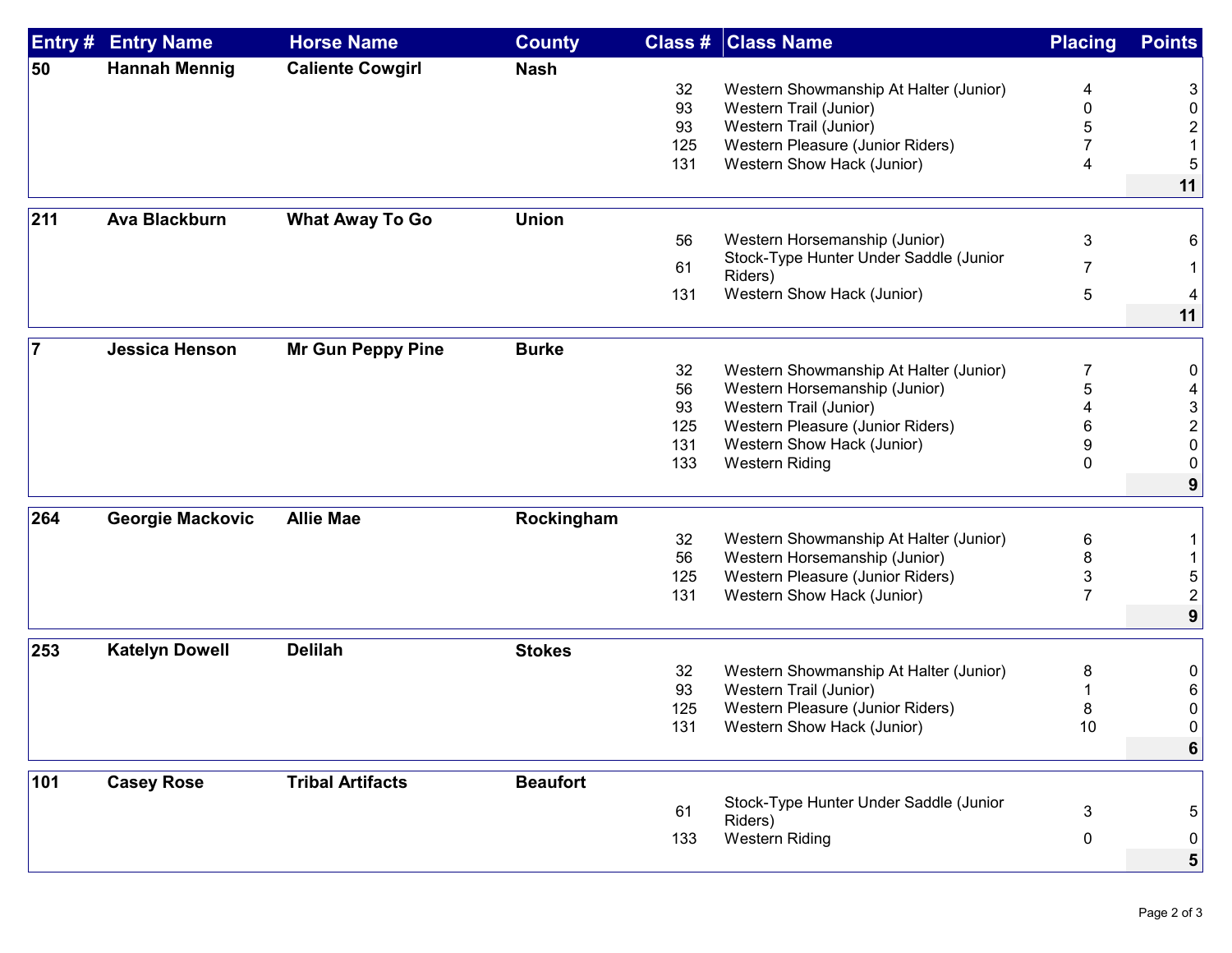| Entry # | Entry Name | Horse Name | County | Class # | Class Name | Placing | Points |
|---|---|---|---|---|---|---|---|
| 50 | Hannah Mennig | Caliente Cowgirl | Nash | | | | |
| | | | | 32 | Western Showmanship At Halter (Junior) | 4 | 3 |
| | | | | 93 | Western Trail (Junior) | 0 | 0 |
| | | | | 93 | Western Trail (Junior) | 5 | 2 |
| | | | | 125 | Western Pleasure (Junior Riders) | 7 | 1 |
| | | | | 131 | Western Show Hack (Junior) | 4 | 5 |
| | | | | | | | **11** |
| 211 | Ava Blackburn | What Away To Go | Union | | | | |
| | | | | 56 | Western Horsemanship (Junior) | 3 | 6 |
| | | | | 61 | Stock-Type Hunter Under Saddle (Junior Riders) | 7 | 1 |
| | | | | 131 | Western Show Hack (Junior) | 5 | 4 |
| | | | | | | | **11** |
| 7 | Jessica Henson | Mr Gun Peppy Pine | Burke | | | | |
| | | | | 32 | Western Showmanship At Halter (Junior) | 7 | 0 |
| | | | | 56 | Western Horsemanship (Junior) | 5 | 4 |
| | | | | 93 | Western Trail (Junior) | 4 | 3 |
| | | | | 125 | Western Pleasure (Junior Riders) | 6 | 2 |
| | | | | 131 | Western Show Hack (Junior) | 9 | 0 |
| | | | | 133 | Western Riding | 0 | 0 |
| | | | | | | | **9** |
| 264 | Georgie Mackovic | Allie Mae | Rockingham | | | | |
| | | | | 32 | Western Showmanship At Halter (Junior) | 6 | 1 |
| | | | | 56 | Western Horsemanship (Junior) | 8 | 1 |
| | | | | 125 | Western Pleasure (Junior Riders) | 3 | 5 |
| | | | | 131 | Western Show Hack (Junior) | 7 | 2 |
| | | | | | | | **9** |
| 253 | Katelyn Dowell | Delilah | Stokes | | | | |
| | | | | 32 | Western Showmanship At Halter (Junior) | 8 | 0 |
| | | | | 93 | Western Trail (Junior) | 1 | 6 |
| | | | | 125 | Western Pleasure (Junior Riders) | 8 | 0 |
| | | | | 131 | Western Show Hack (Junior) | 10 | 0 |
| | | | | | | | **6** |
| 101 | Casey Rose | Tribal Artifacts | Beaufort | | | | |
| | | | | 61 | Stock-Type Hunter Under Saddle (Junior Riders) | 3 | 5 |
| | | | | 133 | Western Riding | 0 | 0 |
| | | | | | | | **5** |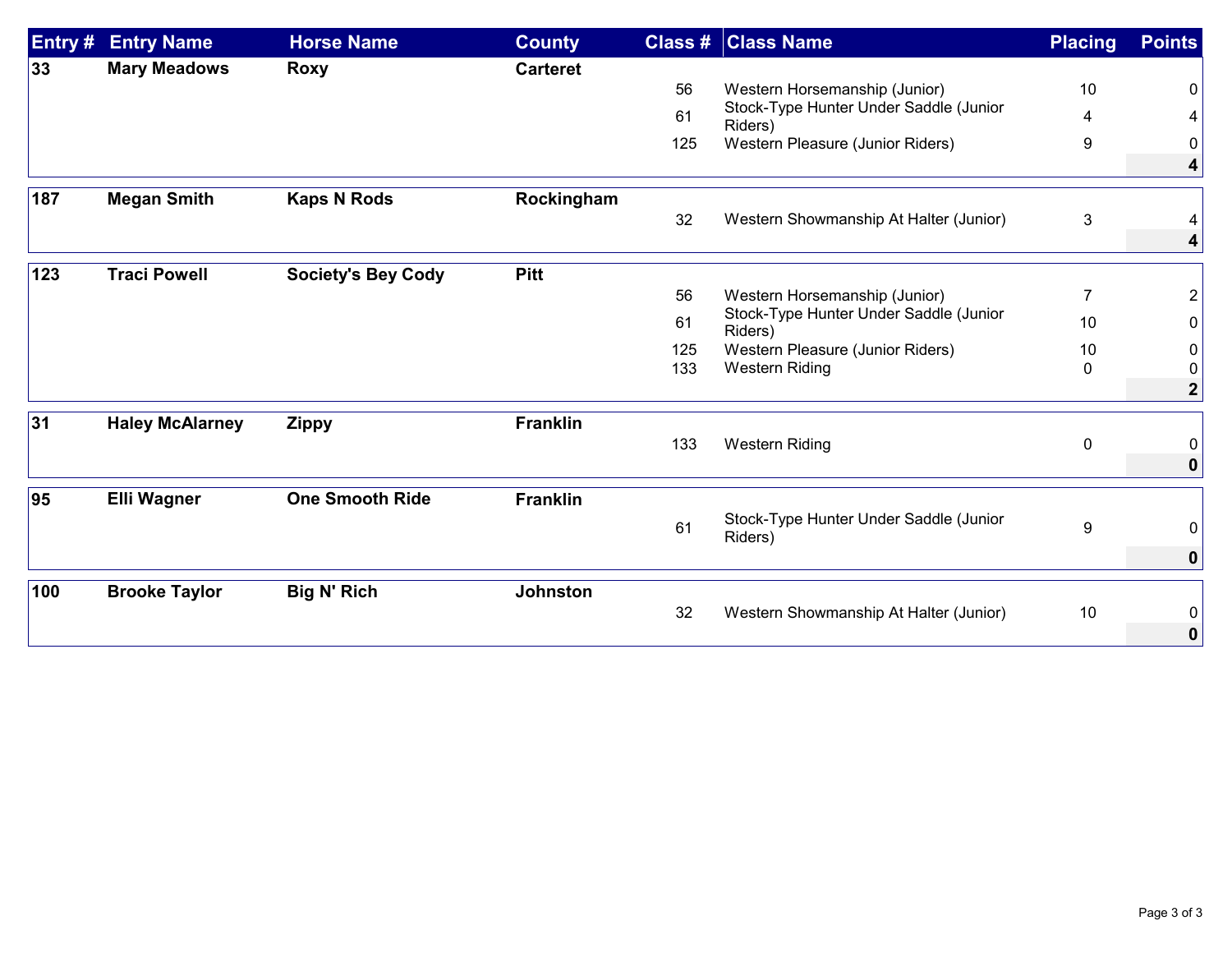| Entry # | Entry Name | Horse Name | County | Class # | Class Name | Placing | Points |
|---|---|---|---|---|---|---|---|
| **33** | **Mary Meadows** | **Roxy** | **Carteret** | | | | |
| | | | | 56 | Western Horsemanship (Junior) | 10 | 0 |
| | | | | 61 | Stock-Type Hunter Under Saddle (Junior Riders) | 4 | 4 |
| | | | | 125 | Western Pleasure (Junior Riders) | 9 | 0 |
| | | | | | | | **4** |
| **187** | **Megan Smith** | **Kaps N Rods** | **Rockingham** | | | | |
| | | | | 32 | Western Showmanship At Halter (Junior) | 3 | 4 |
| | | | | | | | **4** |
| **123** | **Traci Powell** | **Society's Bey Cody** | **Pitt** | | | | |
| | | | | 56 | Western Horsemanship (Junior) | 7 | 2 |
| | | | | 61 | Stock-Type Hunter Under Saddle (Junior Riders) | 10 | 0 |
| | | | | 125 | Western Pleasure (Junior Riders) | 10 | 0 |
| | | | | 133 | Western Riding | 0 | 0 |
| | | | | | | | **2** |
| **31** | **Haley McAlarney** | **Zippy** | **Franklin** | | | | |
| | | | | 133 | Western Riding | 0 | 0 |
| | | | | | | | **0** |
| **95** | **Elli Wagner** | **One Smooth Ride** | **Franklin** | | | | |
| | | | | 61 | Stock-Type Hunter Under Saddle (Junior Riders) | 9 | 0 |
| | | | | | | | **0** |
| **100** | **Brooke Taylor** | **Big N' Rich** | **Johnston** | | | | |
| | | | | 32 | Western Showmanship At Halter (Junior) | 10 | 0 |
| | | | | | | | **0** |